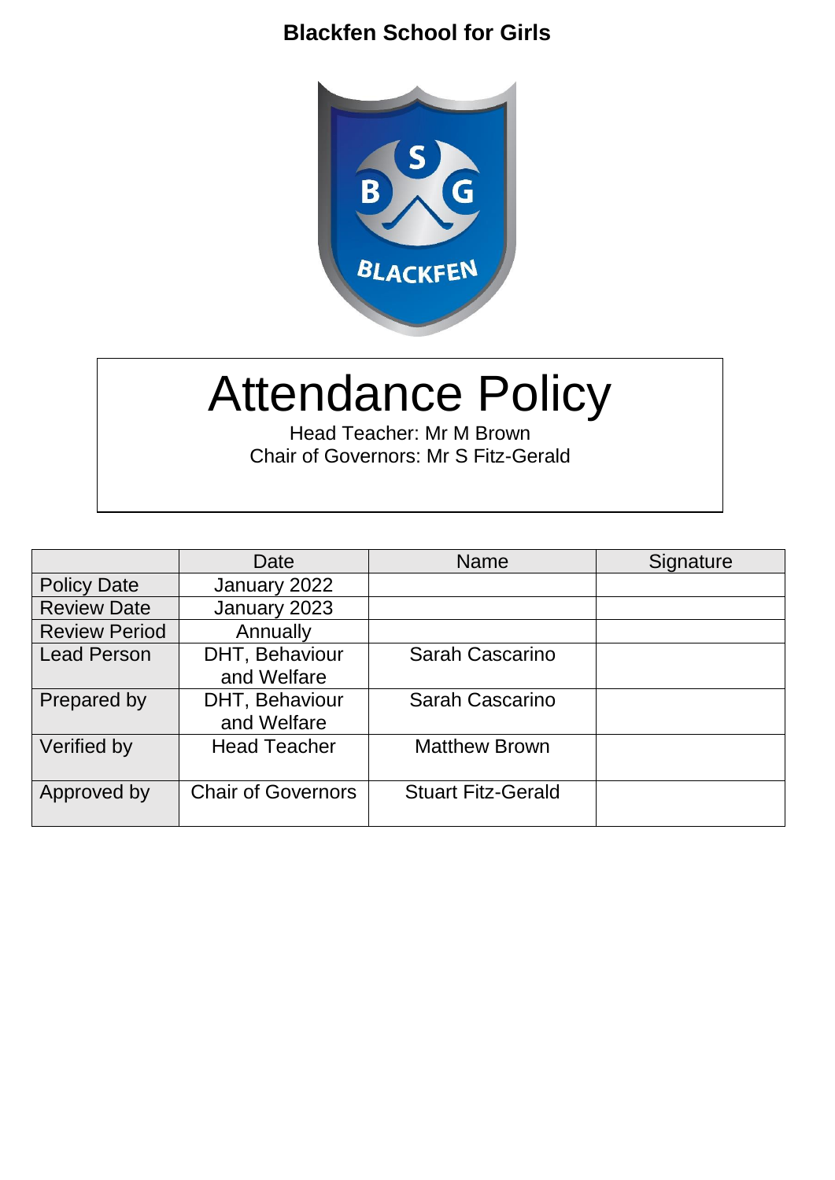**Blackfen School for Girls**

# Attendance Policy

Head Teacher: Mr M Brown
Chair of Governors: Mr S Fitz-Gerald

| | Date | Name | Signature |
|---|---|---|---|
| Policy Date | January 2022 | | |
| Review Date | January 2023 | | |
| Review Period | Annually | | |
| Lead Person | DHT, Behaviour and Welfare | Sarah Cascarino | |
| Prepared by | DHT, Behaviour and Welfare | Sarah Cascarino | |
| Verified by | Head Teacher | Matthew Brown | |
| Approved by | Chair of Governors | Stuart Fitz-Gerald | |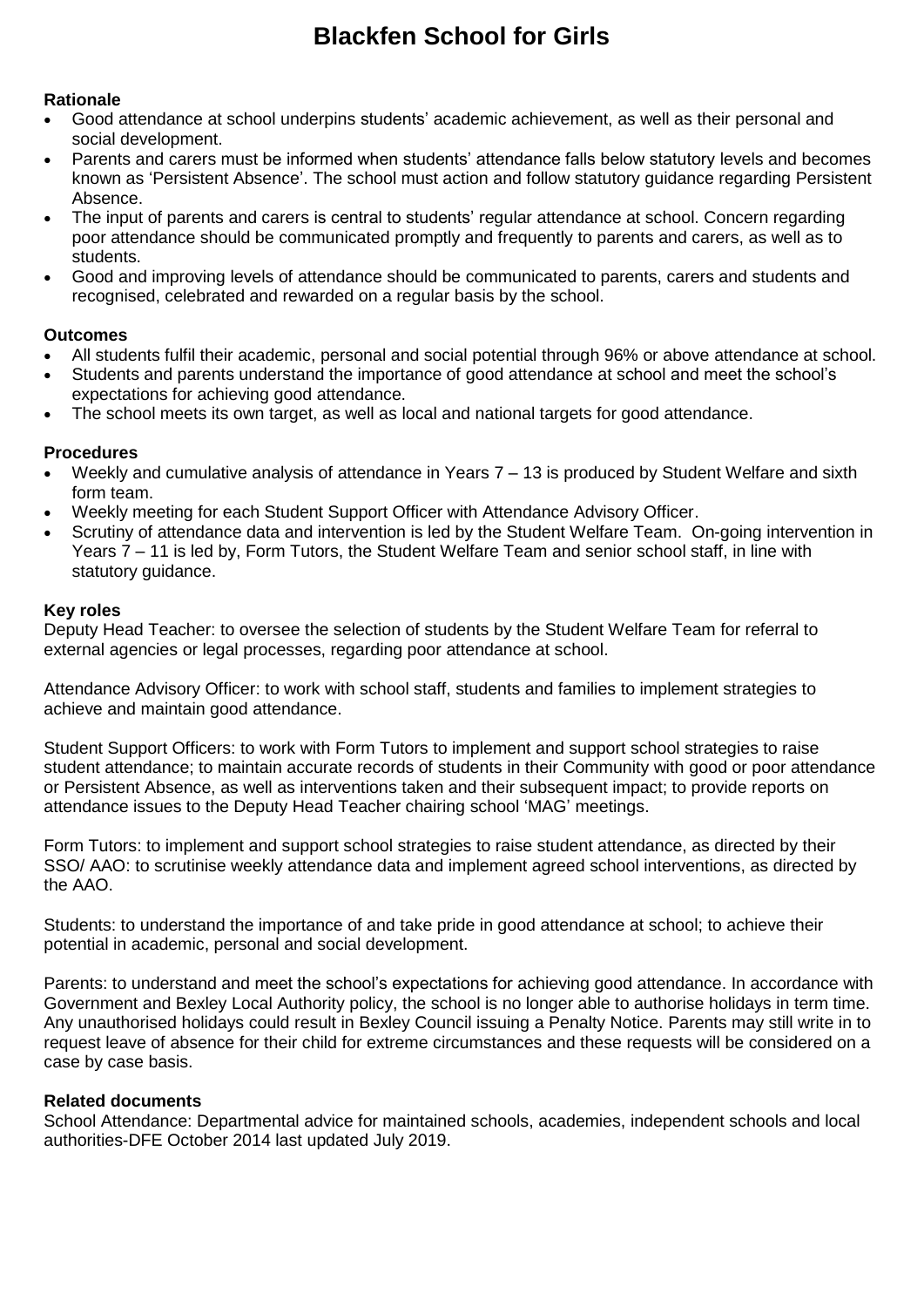# Blackfen School for Girls

**Rationale**

- Good attendance at school underpins students' academic achievement, as well as their personal and social development.
- Parents and carers must be informed when students' attendance falls below statutory levels and becomes known as 'Persistent Absence'. The school must action and follow statutory guidance regarding Persistent Absence.
- The input of parents and carers is central to students' regular attendance at school. Concern regarding poor attendance should be communicated promptly and frequently to parents and carers, as well as to students.
- Good and improving levels of attendance should be communicated to parents, carers and students and recognised, celebrated and rewarded on a regular basis by the school.

**Outcomes**

- All students fulfil their academic, personal and social potential through 96% or above attendance at school.
- Students and parents understand the importance of good attendance at school and meet the school's expectations for achieving good attendance.
- The school meets its own target, as well as local and national targets for good attendance.

**Procedures**

- Weekly and cumulative analysis of attendance in Years 7 – 13 is produced by Student Welfare and sixth form team.
- Weekly meeting for each Student Support Officer with Attendance Advisory Officer.
- Scrutiny of attendance data and intervention is led by the Student Welfare Team. On-going intervention in Years 7 – 11 is led by, Form Tutors, the Student Welfare Team and senior school staff, in line with statutory guidance.

**Key roles**

Deputy Head Teacher: to oversee the selection of students by the Student Welfare Team for referral to external agencies or legal processes, regarding poor attendance at school.

Attendance Advisory Officer: to work with school staff, students and families to implement strategies to achieve and maintain good attendance.

Student Support Officers: to work with Form Tutors to implement and support school strategies to raise student attendance; to maintain accurate records of students in their Community with good or poor attendance or Persistent Absence, as well as interventions taken and their subsequent impact; to provide reports on attendance issues to the Deputy Head Teacher chairing school 'MAG' meetings.

Form Tutors: to implement and support school strategies to raise student attendance, as directed by their SSO/ AAO: to scrutinise weekly attendance data and implement agreed school interventions, as directed by the AAO.

Students: to understand the importance of and take pride in good attendance at school; to achieve their potential in academic, personal and social development.

Parents: to understand and meet the school's expectations for achieving good attendance. In accordance with Government and Bexley Local Authority policy, the school is no longer able to authorise holidays in term time. Any unauthorised holidays could result in Bexley Council issuing a Penalty Notice. Parents may still write in to request leave of absence for their child for extreme circumstances and these requests will be considered on a case by case basis.

**Related documents**

School Attendance: Departmental advice for maintained schools, academies, independent schools and local authorities-DFE October 2014 last updated July 2019.